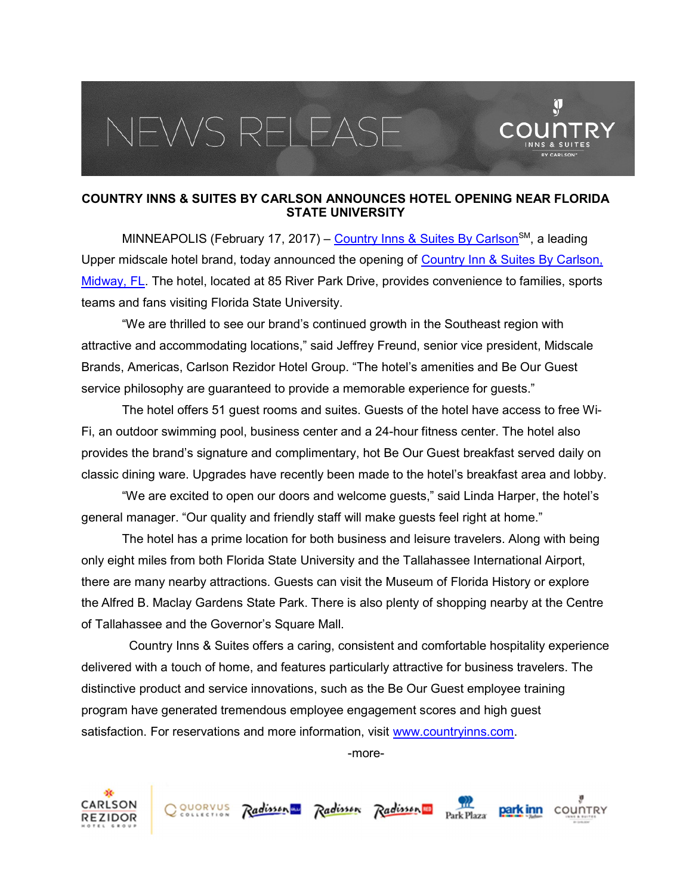NEWS RELEASE

# COUNTRY INNS & SUITES BY CARLSON ANNOUNCES HOTEL OPENING NEAR FLORIDA STATE UNIVERSITY

MINNEAPOLIS (February 17, 2017) – Country Inns & Suites By Carlson[SM], a leading Upper midscale hotel brand, today announced the opening of Country Inn & Suites By Carlson, Midway, FL. The hotel, located at 85 River Park Drive, provides convenience to families, sports teams and fans visiting Florida State University.

"We are thrilled to see our brand's continued growth in the Southeast region with attractive and accommodating locations," said Jeffrey Freund, senior vice president, Midscale Brands, Americas, Carlson Rezidor Hotel Group. "The hotel's amenities and Be Our Guest service philosophy are guaranteed to provide a memorable experience for guests."

The hotel offers 51 guest rooms and suites. Guests of the hotel have access to free Wi-Fi, an outdoor swimming pool, business center and a 24-hour fitness center. The hotel also provides the brand's signature and complimentary, hot Be Our Guest breakfast served daily on classic dining ware. Upgrades have recently been made to the hotel's breakfast area and lobby.

"We are excited to open our doors and welcome guests," said Linda Harper, the hotel's general manager. "Our quality and friendly staff will make guests feel right at home."

The hotel has a prime location for both business and leisure travelers. Along with being only eight miles from both Florida State University and the Tallahassee International Airport, there are many nearby attractions. Guests can visit the Museum of Florida History or explore the Alfred B. Maclay Gardens State Park. There is also plenty of shopping nearby at the Centre of Tallahassee and the Governor's Square Mall.

Country Inns & Suites offers a caring, consistent and comfortable hospitality experience delivered with a touch of home, and features particularly attractive for business travelers. The distinctive product and service innovations, such as the Be Our Guest employee training program have generated tremendous employee engagement scores and high guest satisfaction. For reservations and more information, visit www.countryinns.com.

-more-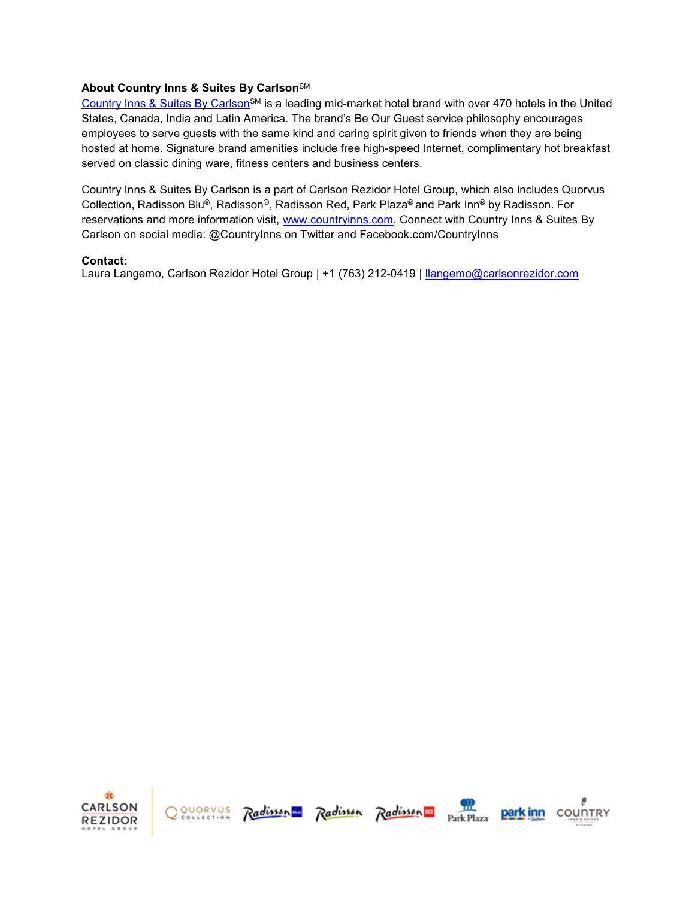**About Country Inns & Suites By Carlson℠**

Country Inns & Suites By Carlson℠ is a leading mid-market hotel brand with over 470 hotels in the United States, Canada, India and Latin America. The brand's Be Our Guest service philosophy encourages employees to serve guests with the same kind and caring spirit given to friends when they are being hosted at home. Signature brand amenities include free high-speed Internet, complimentary hot breakfast served on classic dining ware, fitness centers and business centers.

Country Inns & Suites By Carlson is a part of Carlson Rezidor Hotel Group, which also includes Quorvus Collection, Radisson Blu®, Radisson®, Radisson Red, Park Plaza® and Park Inn® by Radisson. For reservations and more information visit, www.countryinns.com. Connect with Country Inns & Suites By Carlson on social media: @CountryInns on Twitter and Facebook.com/CountryInns

**Contact:**
Laura Langemo, Carlson Rezidor Hotel Group | +1 (763) 212-0419 | llangemo@carlsonrezidor.com